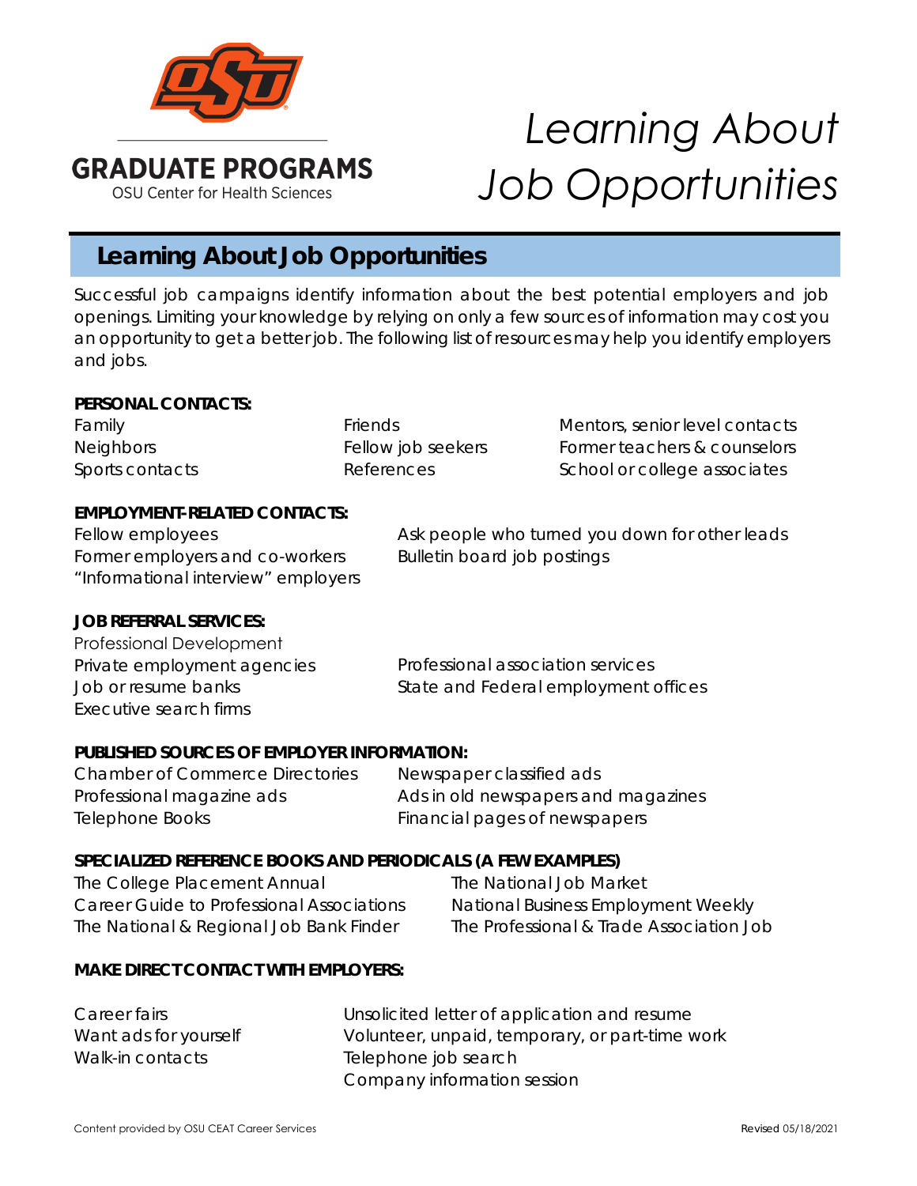GRADUATE PROGRAMS
OSU Center for Health Sciences

# Learning About Job Opportunities

## Learning About Job Opportunities

Successful job campaigns identify information about the best potential employers and job openings. Limiting your knowledge by relying on only a few sources of information may cost you an opportunity to get a better job. The following list of resources may help you identify employers and jobs.

**PERSONAL CONTACTS:**

- Family
- Neighbors
- Sports contacts
- Friends
- Fellow job seekers
- References
- Mentors, senior level contacts
- Former teachers & counselors
- School or college associates

**EMPLOYMENT-RELATED CONTACTS:**

- Fellow employees
- Former employers and co-workers
- "Informational interview" employers
- Ask people who turned you down for other leads
- Bulletin board job postings

**JOB REFERRAL SERVICES:**

- Professional Development
- Private employment agencies
- Job or resume banks
- Executive search firms
- Professional association services
- State and Federal employment offices

**PUBLISHED SOURCES OF EMPLOYER INFORMATION:**

- Chamber of Commerce Directories
- Professional magazine ads
- Telephone Books
- Newspaper classified ads
- Ads in old newspapers and magazines
- Financial pages of newspapers

**SPECIALIZED REFERENCE BOOKS AND PERIODICALS (A FEW EXAMPLES)**

- The College Placement Annual
- Career Guide to Professional Associations
- The National & Regional Job Bank Finder
- The National Job Market
- National Business Employment Weekly
- The Professional & Trade Association Job

**MAKE DIRECT CONTACT WITH EMPLOYERS:**

- Career fairs
- Want ads for yourself
- Walk-in contacts
- Unsolicited letter of application and resume
- Volunteer, unpaid, temporary, or part-time work
- Telephone job search
- Company information session

Content provided by OSU CEAT Career Services

Revised 05/18/2021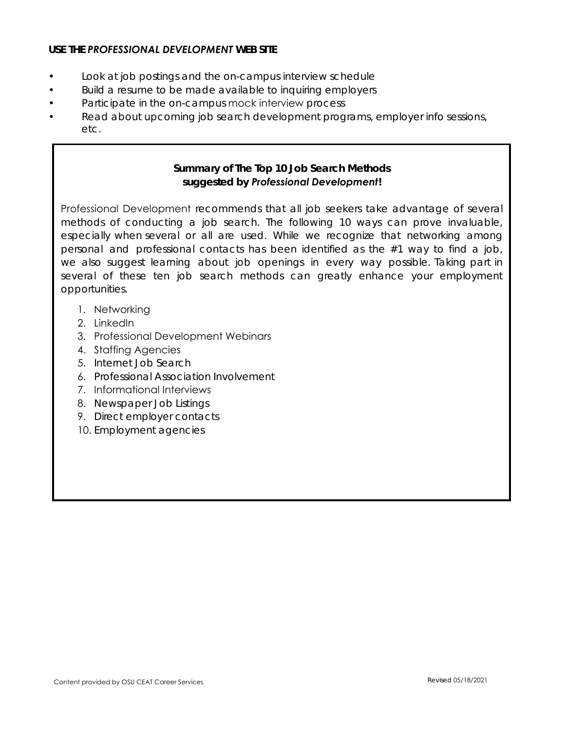**USE THE *PROFESSIONAL DEVELOPMENT* WEB SITE**

- Look at job postings and the on-campus interview schedule
- Build a resume to be made available to inquiring employers
- Participate in the on-campus mock interview process
- Read about upcoming job search development programs, employer info sessions, etc.

**Summary of The Top 10 Job Search Methods suggested by *Professional Development*!**

Professional Development recommends that all job seekers take advantage of several methods of conducting a job search. The following 10 ways can prove invaluable, especially when several or all are used. While we recognize that networking among personal and professional contacts has been identified as the #1 way to find a job, we also suggest learning about job openings in every way possible. Taking part in several of these ten job search methods can greatly enhance your employment opportunities.

1. Networking
2. LinkedIn
3. Professional Development Webinars
4. Staffing Agencies
5. Internet Job Search
6. Professional Association Involvement
7. Informational Interviews
8. Newspaper Job Listings
9. Direct employer contacts
10. Employment agencies

Content provided by OSU CEAT Career Services

Revised 05/18/2021